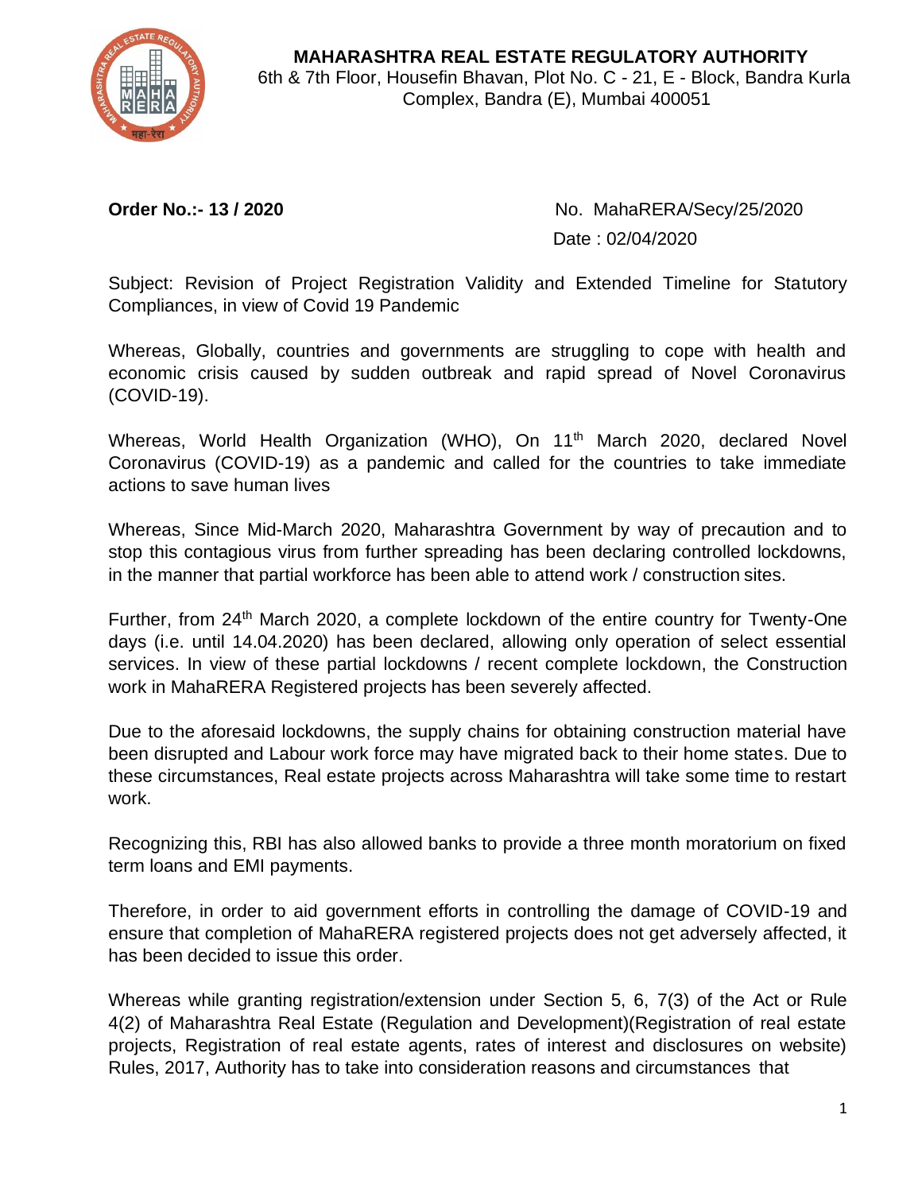**MAHARASHTRA REAL ESTATE REGULATORY AUTHORITY**
6th & 7th Floor, Housefin Bhavan, Plot No. C - 21, E - Block, Bandra Kurla Complex, Bandra (E), Mumbai 400051

**Order No.:- 13 / 2020** No. MahaRERA/Secy/25/2020

Date : 02/04/2020

Subject: Revision of Project Registration Validity and Extended Timeline for Statutory Compliances, in view of Covid 19 Pandemic

Whereas, Globally, countries and governments are struggling to cope with health and economic crisis caused by sudden outbreak and rapid spread of Novel Coronavirus (COVID-19).

Whereas, World Health Organization (WHO), On 11th March 2020, declared Novel Coronavirus (COVID-19) as a pandemic and called for the countries to take immediate actions to save human lives

Whereas, Since Mid-March 2020, Maharashtra Government by way of precaution and to stop this contagious virus from further spreading has been declaring controlled lockdowns, in the manner that partial workforce has been able to attend work / construction sites.

Further, from 24th March 2020, a complete lockdown of the entire country for Twenty-One days (i.e. until 14.04.2020) has been declared, allowing only operation of select essential services. In view of these partial lockdowns / recent complete lockdown, the Construction work in MahaRERA Registered projects has been severely affected.

Due to the aforesaid lockdowns, the supply chains for obtaining construction material have been disrupted and Labour work force may have migrated back to their home states. Due to these circumstances, Real estate projects across Maharashtra will take some time to restart work.

Recognizing this, RBI has also allowed banks to provide a three month moratorium on fixed term loans and EMI payments.

Therefore, in order to aid government efforts in controlling the damage of COVID-19 and ensure that completion of MahaRERA registered projects does not get adversely affected, it has been decided to issue this order.

Whereas while granting registration/extension under Section 5, 6, 7(3) of the Act or Rule 4(2) of Maharashtra Real Estate (Regulation and Development)(Registration of real estate projects, Registration of real estate agents, rates of interest and disclosures on website) Rules, 2017, Authority has to take into consideration reasons and circumstances that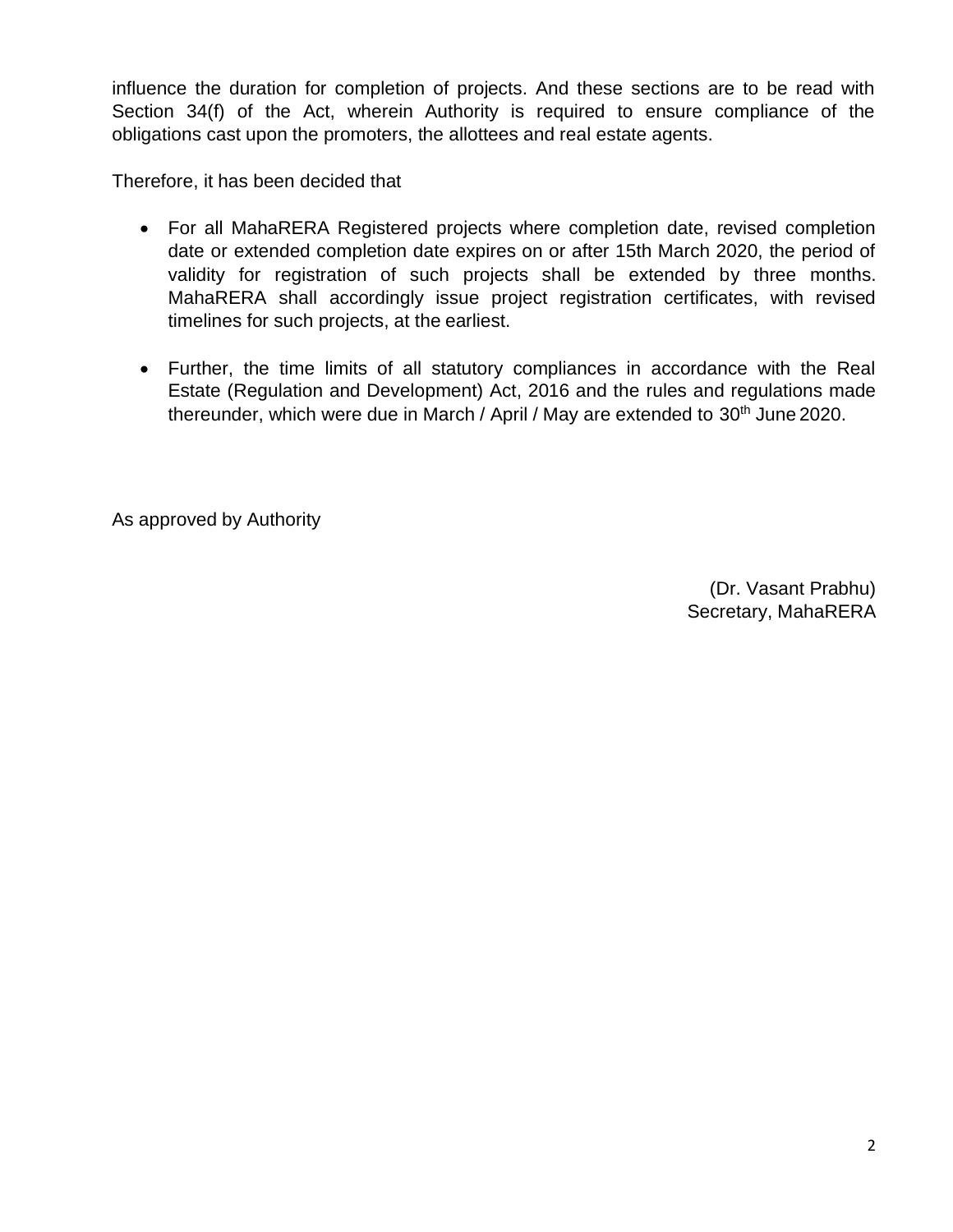influence the duration for completion of projects. And these sections are to be read with Section 34(f) of the Act, wherein Authority is required to ensure compliance of the obligations cast upon the promoters, the allottees and real estate agents.

Therefore, it has been decided that

- For all MahaRERA Registered projects where completion date, revised completion date or extended completion date expires on or after 15th March 2020, the period of validity for registration of such projects shall be extended by three months. MahaRERA shall accordingly issue project registration certificates, with revised timelines for such projects, at the earliest.

- Further, the time limits of all statutory compliances in accordance with the Real Estate (Regulation and Development) Act, 2016 and the rules and regulations made thereunder, which were due in March / April / May are extended to 30th June 2020.

As approved by Authority

(Dr. Vasant Prabhu)
Secretary, MahaRERA